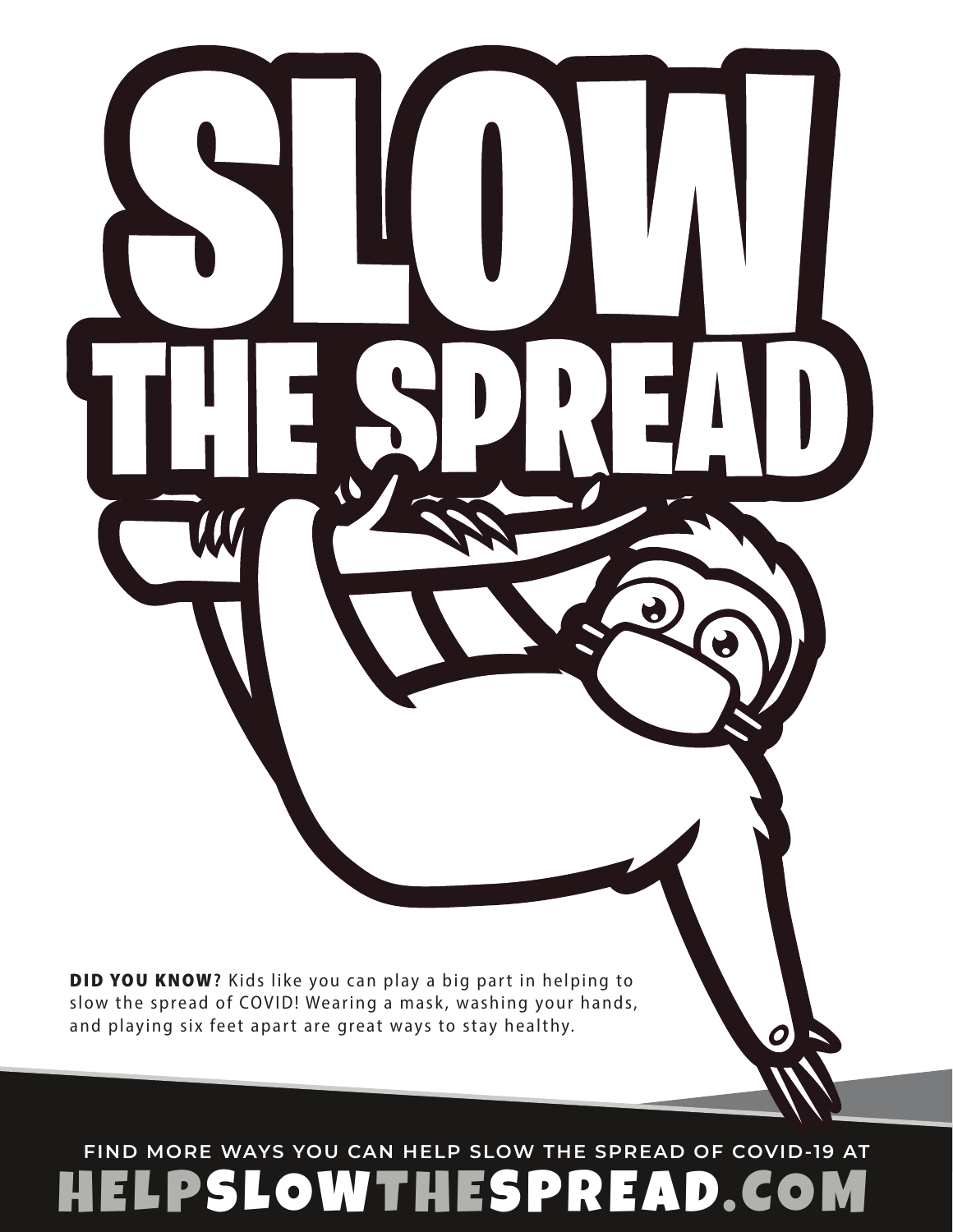# SLOW THE SPREAD

**DID YOU KNOW?** Kids like you can play a big part in helping to slow the spread of COVID! Wearing a mask, washing your hands, and playing six feet apart are great ways to stay healthy.

**FIND MORE WAYS YOU CAN HELP SLOW THE SPREAD OF COVID-19 AT**

**HELPSLOWTHESPREAD.COM**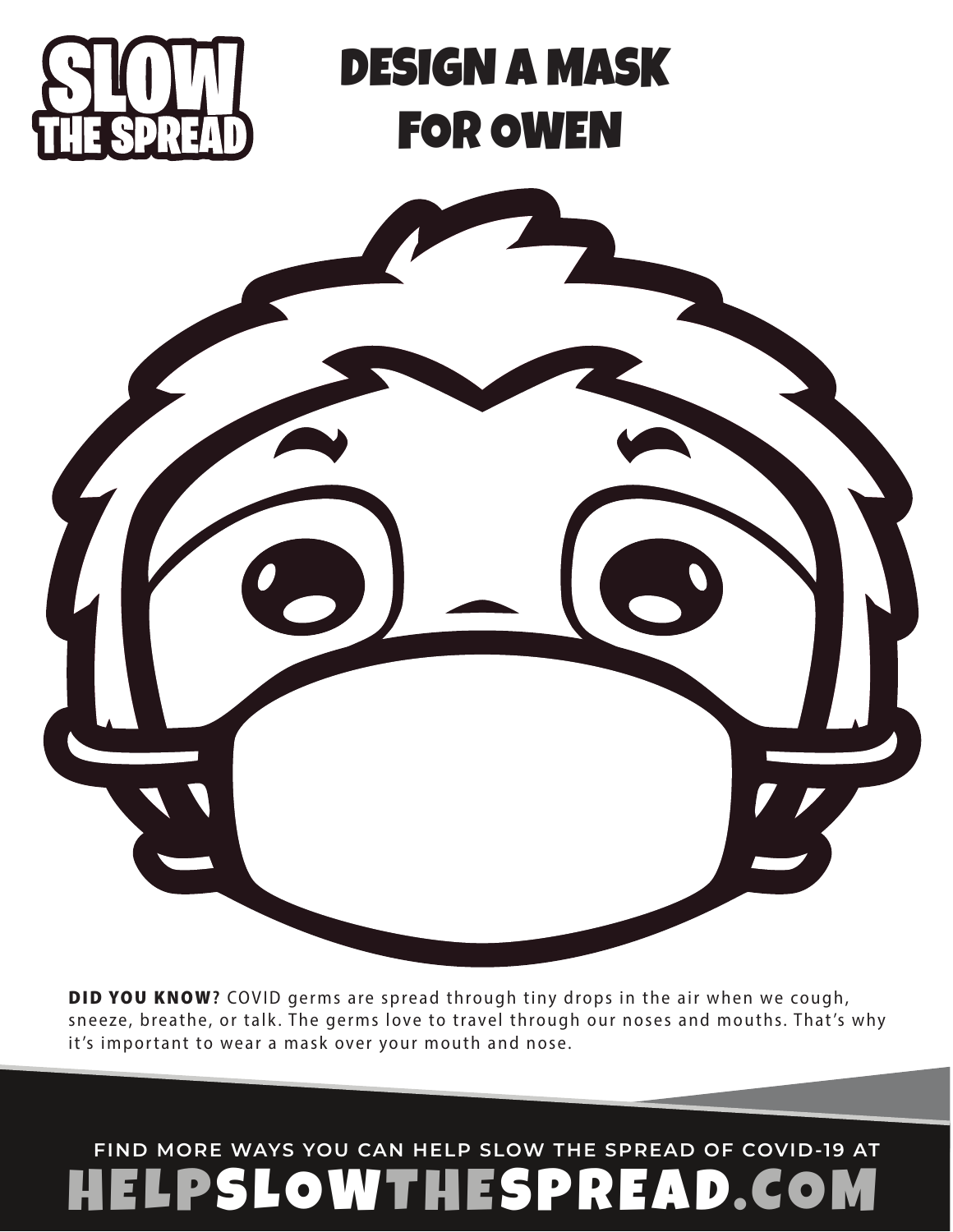SLOW THE SPREAD

# DESIGN A MASK FOR OWEN

**DID YOU KNOW?** COVID germs are spread through tiny drops in the air when we cough, sneeze, breathe, or talk. The germs love to travel through our noses and mouths. That's why it's important to wear a mask over your mouth and nose.

**FIND MORE WAYS YOU CAN HELP SLOW THE SPREAD OF COVID-19 AT**

**HELPSLOWTHESPREAD.COM**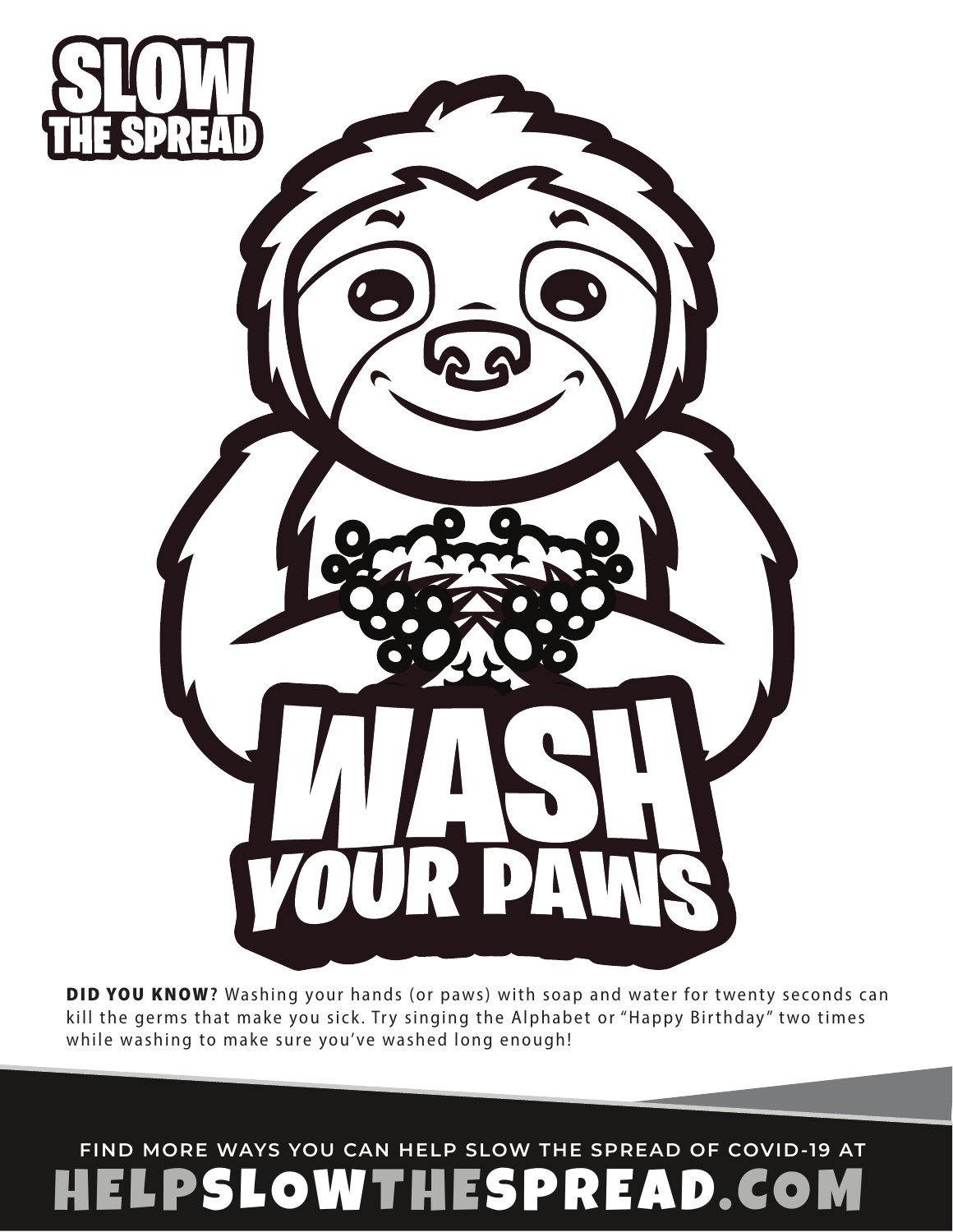# SLOW THE SPREAD

# WASH YOUR PAWS

**DID YOU KNOW?** Washing your hands (or paws) with soap and water for twenty seconds can kill the germs that make you sick. Try singing the Alphabet or "Happy Birthday" two times while washing to make sure you've washed long enough!

FIND MORE WAYS YOU CAN HELP SLOW THE SPREAD OF COVID-19 AT

**HELPSLOWTHESPREAD.COM**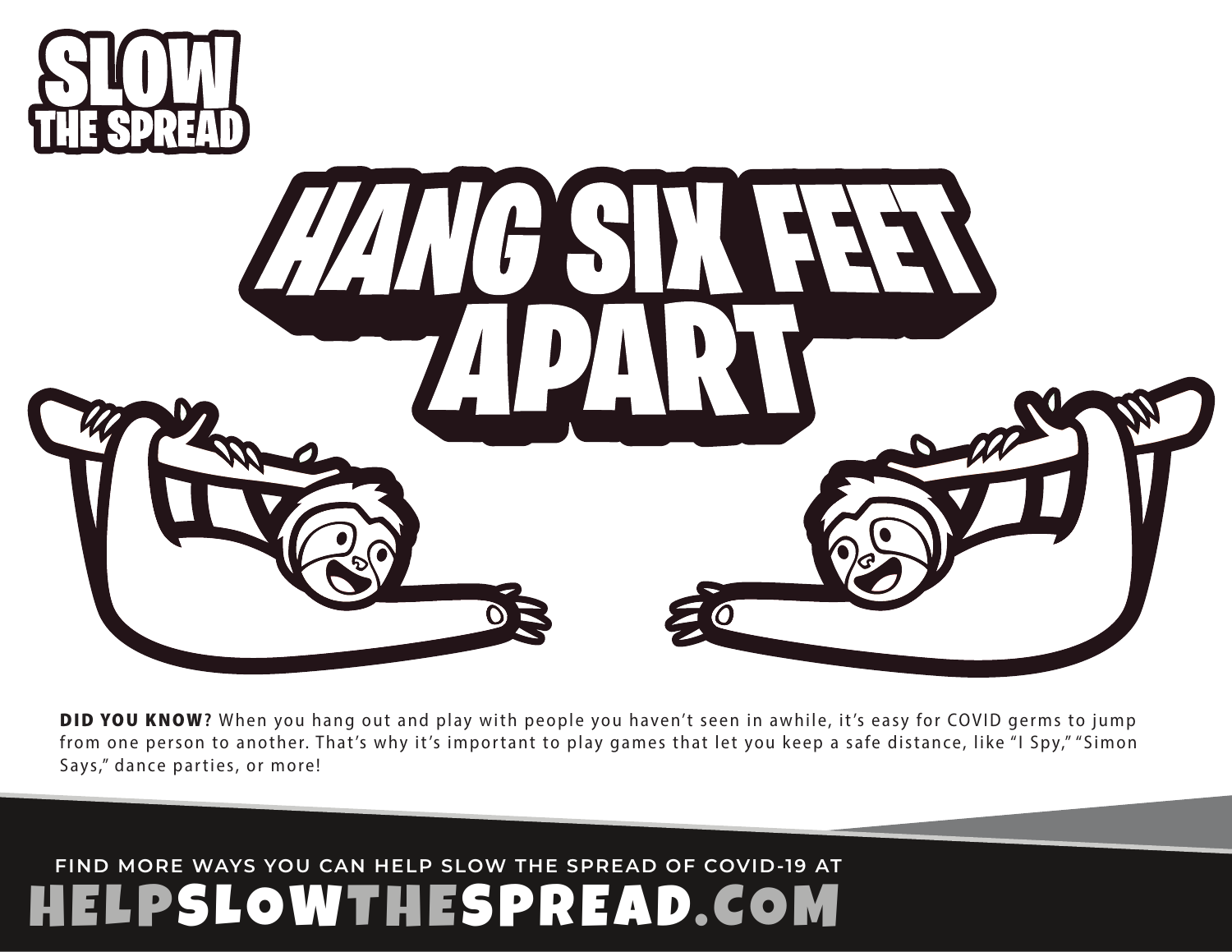# SLOW THE SPREAD

# HANG SIX FEET APART

**DID YOU KNOW?** When you hang out and play with people you haven't seen in awhile, it's easy for COVID germs to jump from one person to another. That's why it's important to play games that let you keep a safe distance, like "I Spy," "Simon Says," dance parties, or more!

FIND MORE WAYS YOU CAN HELP SLOW THE SPREAD OF COVID-19 AT

**HELPSLOWTHESPREAD.COM**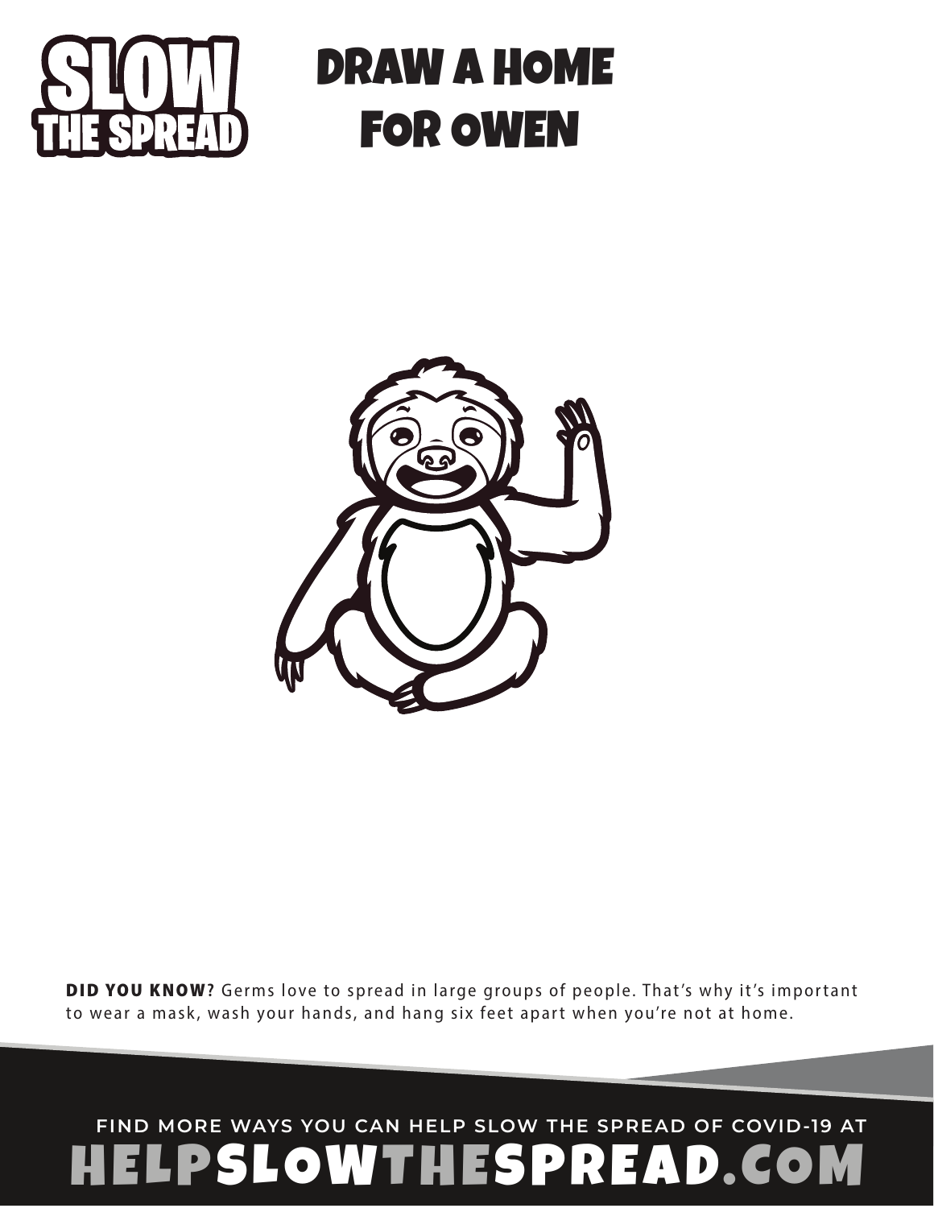**SLOW THE SPREAD**

# DRAW A HOME FOR OWEN

**DID YOU KNOW?** Germs love to spread in large groups of people. That's why it's important to wear a mask, wash your hands, and hang six feet apart when you're not at home.

**FIND MORE WAYS YOU CAN HELP SLOW THE SPREAD OF COVID-19 AT**

**HELPSLOWTHESPREAD.COM**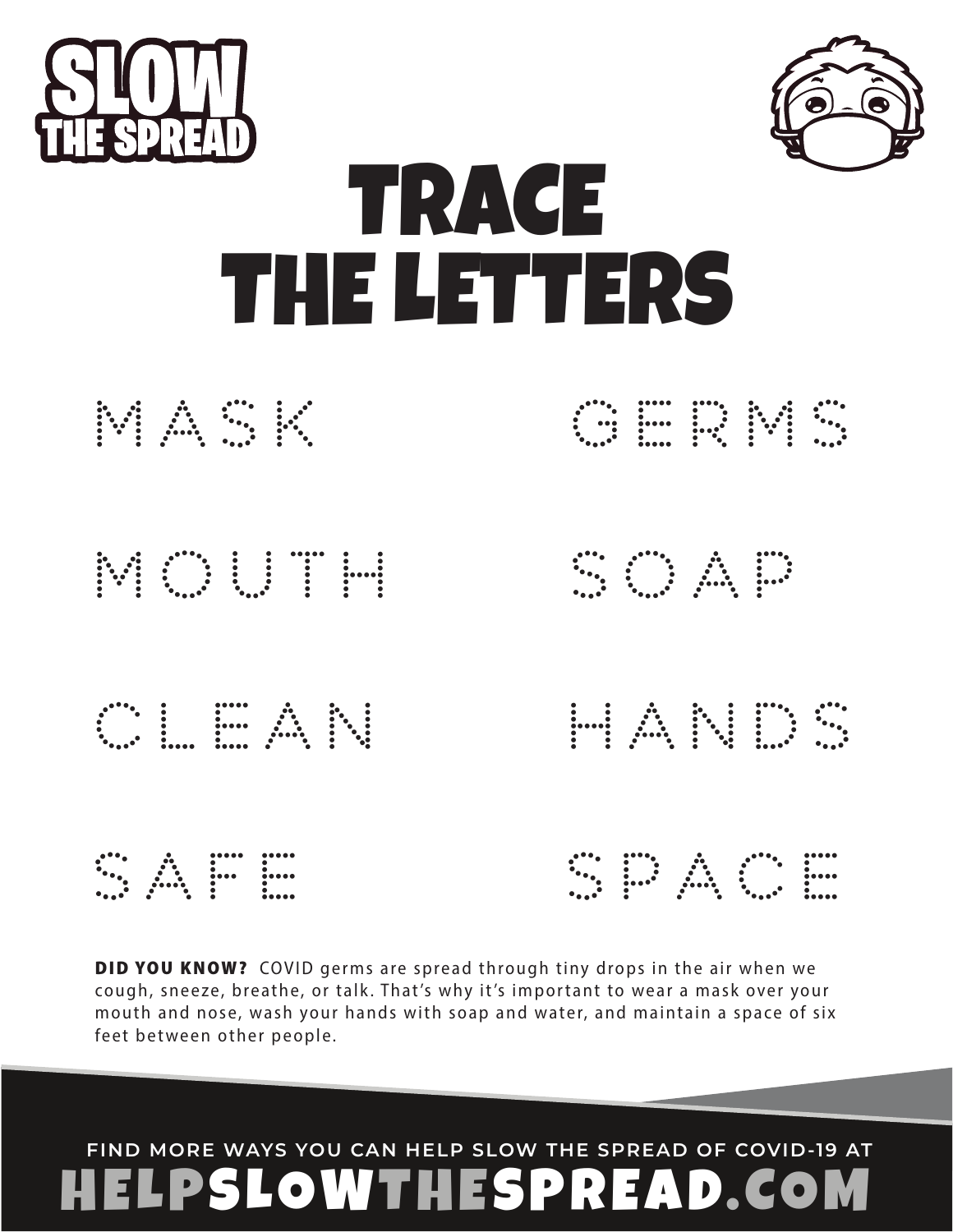SLOW THE SPREAD

# TRACE THE LETTERS

MASK

GERMS

MOUTH

SOAP

CLEAN

HANDS

SAFE

SPACE

**DID YOU KNOW?** COVID germs are spread through tiny drops in the air when we cough, sneeze, breathe, or talk. That's why it's important to wear a mask over your mouth and nose, wash your hands with soap and water, and maintain a space of six feet between other people.

FIND MORE WAYS YOU CAN HELP SLOW THE SPREAD OF COVID-19 AT

HELPSLOWTHESPREAD.COM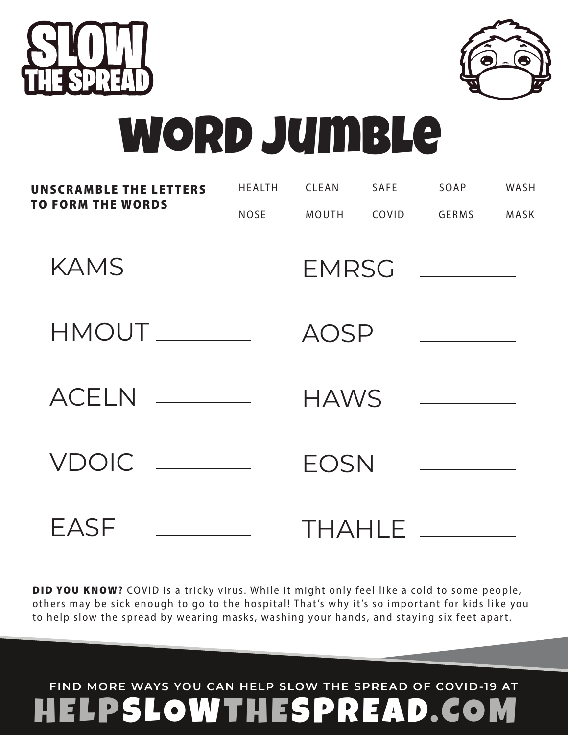# SLOW THE SPREAD

# WORD JUMBLE

**UNSCRAMBLE THE LETTERS TO FORM THE WORDS**

| | | | | |
|---|---|---|---|---|
| HEALTH | CLEAN | SAFE | SOAP | WASH |
| NOSE | MOUTH | COVID | GERMS | MASK |

KAMS ________

HMOUT ________

ACELN ________

VDOIC ________

EASF ________

EMRSG ________

AOSP ________

HAWS ________

EOSN ________

THAHLE ________

**DID YOU KNOW?** COVID is a tricky virus. While it might only feel like a cold to some people, others may be sick enough to go to the hospital! That's why it's so important for kids like you to help slow the spread by wearing masks, washing your hands, and staying six feet apart.

**FIND MORE WAYS YOU CAN HELP SLOW THE SPREAD OF COVID-19 AT**
**HELPSLOWTHESPREAD.COM**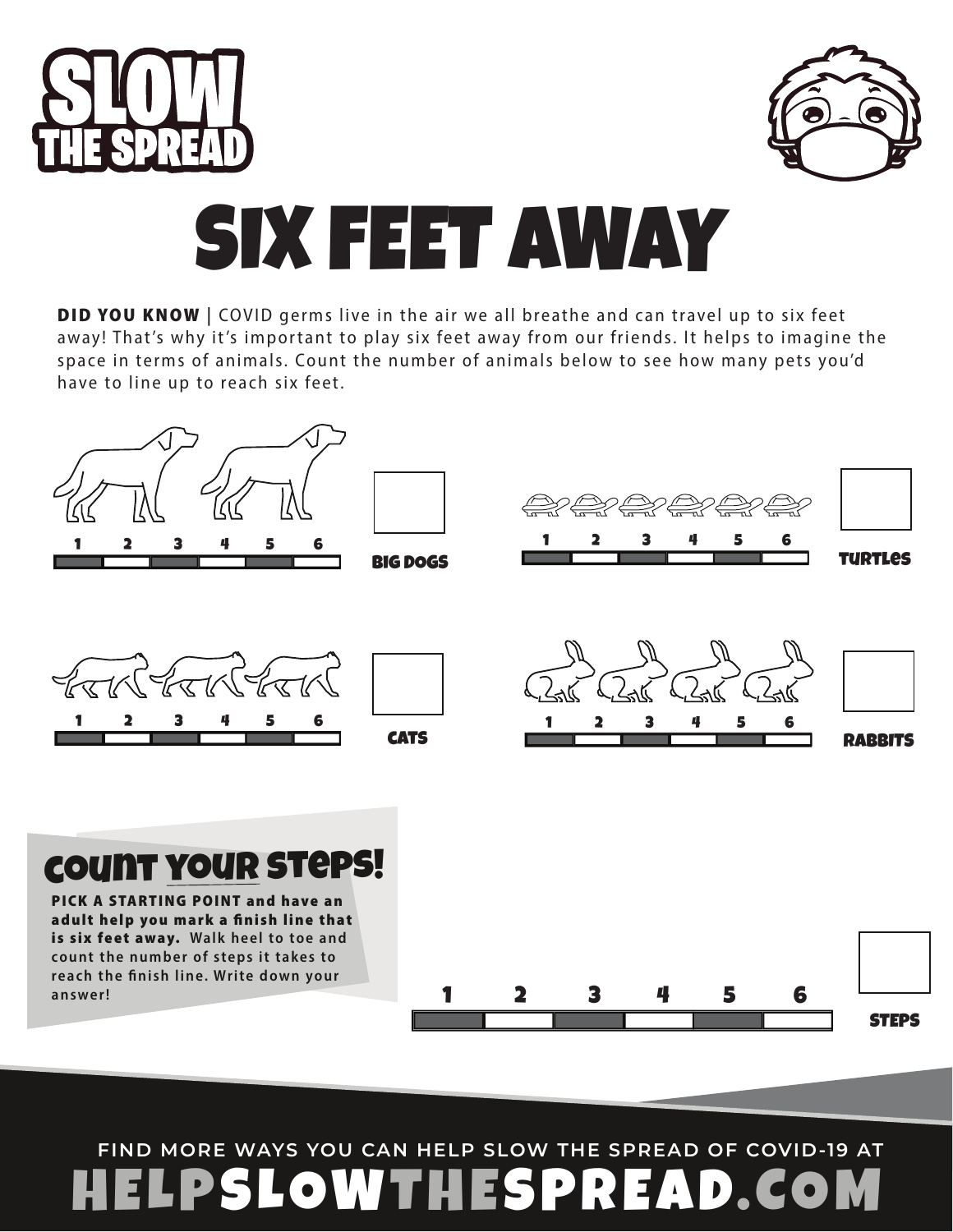# SLOW THE SPREAD

# SIX FEET AWAY

**DID YOU KNOW** | COVID germs live in the air we all breathe and can travel up to six feet away! That's why it's important to play six feet away from our friends. It helps to imagine the space in terms of animals. Count the number of animals below to see how many pets you'd have to line up to reach six feet.

1 2 3 4 5 6

BIG DOGS

1 2 3 4 5 6

TURTLES

1 2 3 4 5 6

CATS

1 2 3 4 5 6

RABBITS

## COUNT YOUR STEPS!

**PICK A STARTING POINT and have an adult help you mark a finish line that is six feet away.** **Walk heel to toe and count the number of steps it takes to reach the finish line. Write down your answer!**

1 2 3 4 5 6

STEPS

FIND MORE WAYS YOU CAN HELP SLOW THE SPREAD OF COVID-19 AT

HELPSLOWTHESPREAD.COM